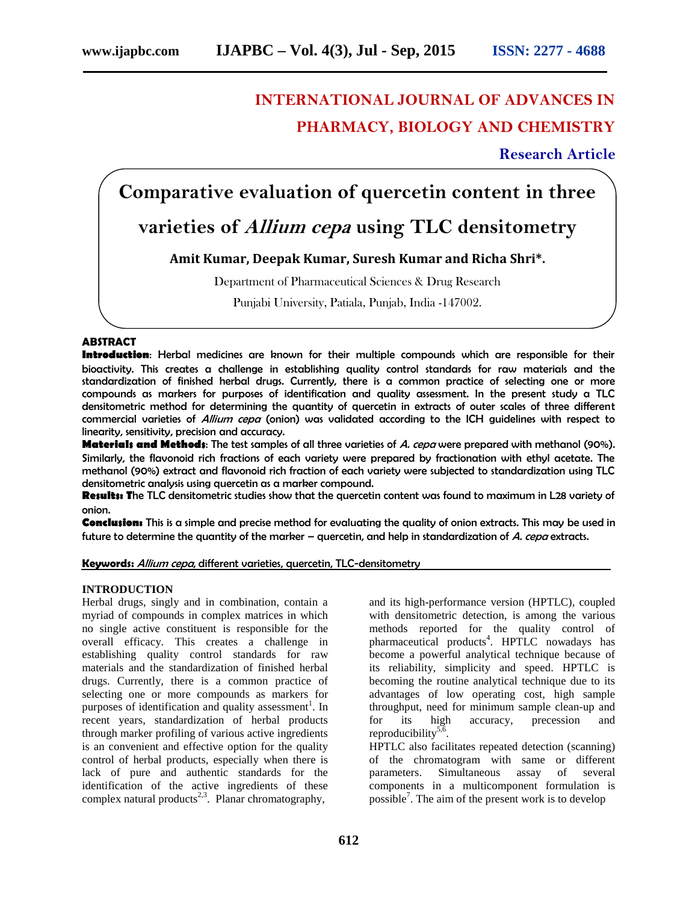# INTERNATIONAL JOURNAL OF ADVANCES IN PHARMACY, BIOLOGY AND CHEMISTRY

**Research Article**

# Comparative evaluation of quercetin content in three varieties of *Allium cepa* using TLC densitometry

**Amit Kumar, Deepak Kumar, Suresh Kumar and Richa Shri\*.**

Department of Pharmaceutical Sciences & Drug Research

Punjabi University, Patiala, Punjab, India -147002.

## ABSTRACT

**Introduction**: Herbal medicines are known for their multiple compounds which are responsible for their bioactivity. This creates a challenge in establishing quality control standards for raw materials and the standardization of finished herbal drugs. Currently, there is a common practice of selecting one or more compounds as markers for purposes of identification and quality assessment. In the present study a TLC densitometric method for determining the quantity of quercetin in extracts of outer scales of three different commercial varieties of *Allium cepa* (onion) was validated according to the ICH guidelines with respect to linearity, sensitivity, precision and accuracy.

**Materials and Methods**: The test samples of all three varieties of *A. cepa* were prepared with methanol (90%). Similarly, the flavonoid rich fractions of each variety were prepared by fractionation with ethyl acetate. The methanol (90%) extract and flavonoid rich fraction of each variety were subjected to standardization using TLC densitometric analysis using quercetin as a marker compound.

**Results: T**he TLC densitometric studies show that the quercetin content was found to maximum in L28 variety of onion.

**Conclusion:** This is a simple and precise method for evaluating the quality of onion extracts. This may be used in future to determine the quantity of the marker – quercetin, and help in standardization of *A. cepa* extracts.

**Keywords:** *Allium cepa,* different varieties, quercetin, TLC-densitometry

## INTRODUCTION

Herbal drugs, singly and in combination, contain a myriad of compounds in complex matrices in which no single active constituent is responsible for the overall efficacy. This creates a challenge in establishing quality control standards for raw materials and the standardization of finished herbal drugs. Currently, there is a common practice of selecting one or more compounds as markers for purposes of identification and quality assessment[1]. In recent years, standardization of herbal products through marker profiling of various active ingredients is an convenient and effective option for the quality control of herbal products, especially when there is lack of pure and authentic standards for the identification of the active ingredients of these complex natural products[2,3]. Planar chromatography, and its high-performance version (HPTLC), coupled with densitometric detection, is among the various methods reported for the quality control of pharmaceutical products[4]. HPTLC nowadays has become a powerful analytical technique because of its reliability, simplicity and speed. HPTLC is becoming the routine analytical technique due to its advantages of low operating cost, high sample throughput, need for minimum sample clean-up and for its high accuracy, precession and reproducibility[5,6].

HPTLC also facilitates repeated detection (scanning) of the chromatogram with same or different parameters. Simultaneous assay of several components in a multicomponent formulation is possible[7]. The aim of the present work is to develop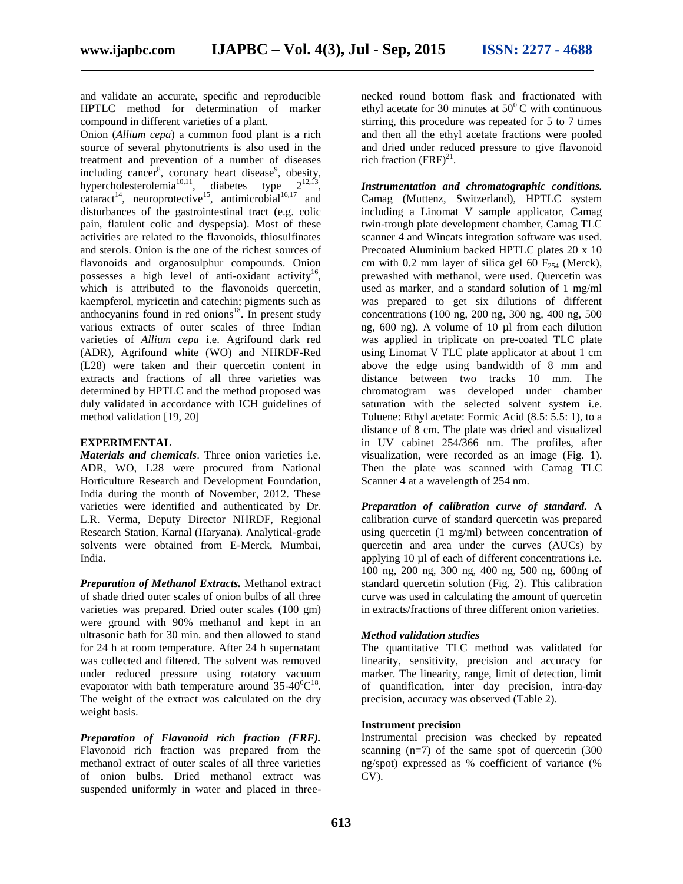and validate an accurate, specific and reproducible HPTLC method for determination of marker compound in different varieties of a plant.

Onion (*Allium cepa*) a common food plant is a rich source of several phytonutrients is also used in the treatment and prevention of a number of diseases including cancer[8], coronary heart disease[9], obesity, hypercholesterolemia[10,11], diabetes type 2[12,13], cataract[14], neuroprotective[15], antimicrobial[16,17] and disturbances of the gastrointestinal tract (e.g. colic pain, flatulent colic and dyspepsia). Most of these activities are related to the flavonoids, thiosulfinates and sterols. Onion is the one of the richest sources of flavonoids and organosulphur compounds. Onion possesses a high level of anti-oxidant activity[16], which is attributed to the flavonoids quercetin, kaempferol, myricetin and catechin; pigments such as anthocyanins found in red onions[18]. In present study various extracts of outer scales of three Indian varieties of *Allium cepa* i.e. Agrifound dark red (ADR), Agrifound white (WO) and NHRDF-Red (L28) were taken and their quercetin content in extracts and fractions of all three varieties was determined by HPTLC and the method proposed was duly validated in accordance with ICH guidelines of method validation [19, 20]

## EXPERIMENTAL

***Materials and chemicals***. Three onion varieties i.e. ADR, WO, L28 were procured from National Horticulture Research and Development Foundation, India during the month of November, 2012. These varieties were identified and authenticated by Dr. L.R. Verma, Deputy Director NHRDF, Regional Research Station, Karnal (Haryana). Analytical-grade solvents were obtained from E-Merck, Mumbai, India.

***Preparation of Methanol Extracts.*** Methanol extract of shade dried outer scales of onion bulbs of all three varieties was prepared. Dried outer scales (100 gm) were ground with 90% methanol and kept in an ultrasonic bath for 30 min. and then allowed to stand for 24 h at room temperature. After 24 h supernatant was collected and filtered. The solvent was removed under reduced pressure using rotatory vacuum evaporator with bath temperature around 35-40$^0$C[18]. The weight of the extract was calculated on the dry weight basis.

***Preparation of Flavonoid rich fraction (FRF).*** Flavonoid rich fraction was prepared from the methanol extract of outer scales of all three varieties of onion bulbs. Dried methanol extract was suspended uniformly in water and placed in three-necked round bottom flask and fractionated with ethyl acetate for 30 minutes at 50$^0$ C with continuous stirring, this procedure was repeated for 5 to 7 times and then all the ethyl acetate fractions were pooled and dried under reduced pressure to give flavonoid rich fraction (FRF)[21].

***Instrumentation and chromatographic conditions.*** Camag (Muttenz, Switzerland), HPTLC system including a Linomat V sample applicator, Camag twin-trough plate development chamber, Camag TLC scanner 4 and Wincats integration software was used. Precoated Aluminium backed HPTLC plates 20 x 10 cm with 0.2 mm layer of silica gel 60 $F_{254}$ (Merck), prewashed with methanol, were used. Quercetin was used as marker, and a standard solution of 1 mg/ml was prepared to get six dilutions of different concentrations (100 ng, 200 ng, 300 ng, 400 ng, 500 ng, 600 ng). A volume of 10 µl from each dilution was applied in triplicate on pre-coated TLC plate using Linomat V TLC plate applicator at about 1 cm above the edge using bandwidth of 8 mm and distance between two tracks 10 mm. The chromatogram was developed under chamber saturation with the selected solvent system i.e. Toluene: Ethyl acetate: Formic Acid (8.5: 5.5: 1), to a distance of 8 cm. The plate was dried and visualized in UV cabinet 254/366 nm. The profiles, after visualization, were recorded as an image (Fig. 1). Then the plate was scanned with Camag TLC Scanner 4 at a wavelength of 254 nm.

***Preparation of calibration curve of standard.*** A calibration curve of standard quercetin was prepared using quercetin (1 mg/ml) between concentration of quercetin and area under the curves (AUCs) by applying 10 µl of each of different concentrations i.e. 100 ng, 200 ng, 300 ng, 400 ng, 500 ng, 600ng of standard quercetin solution (Fig. 2). This calibration curve was used in calculating the amount of quercetin in extracts/fractions of three different onion varieties.

### *Method validation studies*

The quantitative TLC method was validated for linearity, sensitivity, precision and accuracy for marker. The linearity, range, limit of detection, limit of quantification, inter day precision, intra-day precision, accuracy was observed (Table 2).

### Instrument precision

Instrumental precision was checked by repeated scanning (n=7) of the same spot of quercetin (300 ng/spot) expressed as % coefficient of variance (% CV).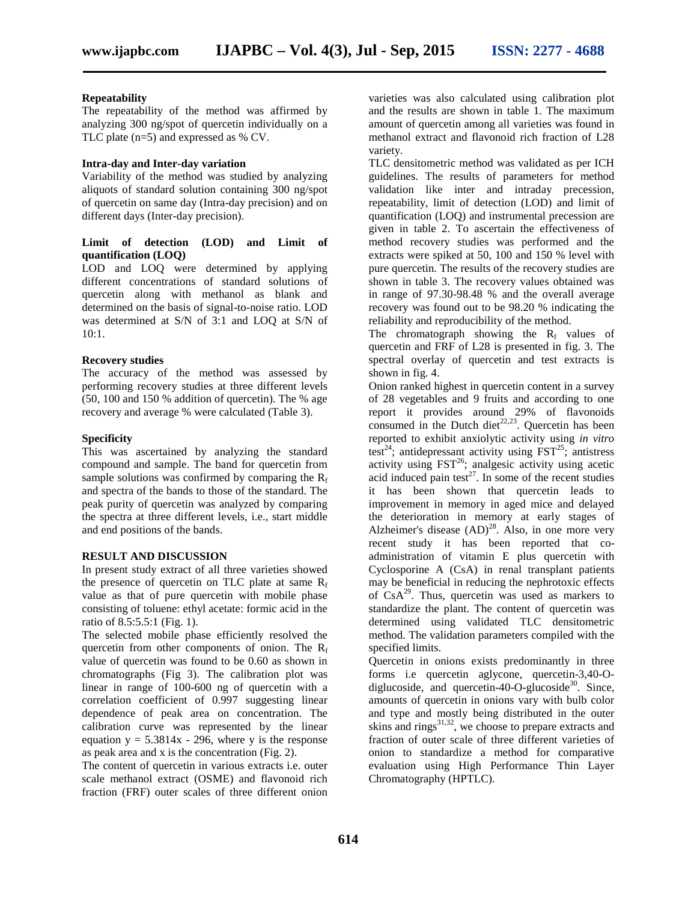### Repeatability

The repeatability of the method was affirmed by analyzing 300 ng/spot of quercetin individually on a TLC plate (n=5) and expressed as % CV.

### Intra-day and Inter-day variation

Variability of the method was studied by analyzing aliquots of standard solution containing 300 ng/spot of quercetin on same day (Intra-day precision) and on different days (Inter-day precision).

### Limit of detection (LOD) and Limit of quantification (LOQ)

LOD and LOQ were determined by applying different concentrations of standard solutions of quercetin along with methanol as blank and determined on the basis of signal-to-noise ratio. LOD was determined at S/N of 3:1 and LOQ at S/N of 10:1.

### Recovery studies

The accuracy of the method was assessed by performing recovery studies at three different levels (50, 100 and 150 % addition of quercetin). The % age recovery and average % were calculated (Table 3).

### Specificity

This was ascertained by analyzing the standard compound and sample. The band for quercetin from sample solutions was confirmed by comparing the $R_f$ and spectra of the bands to those of the standard. The peak purity of quercetin was analyzed by comparing the spectra at three different levels, i.e., start middle and end positions of the bands.

## RESULT AND DISCUSSION

In present study extract of all three varieties showed the presence of quercetin on TLC plate at same $R_f$ value as that of pure quercetin with mobile phase consisting of toluene: ethyl acetate: formic acid in the ratio of 8.5:5.5:1 (Fig. 1).

The selected mobile phase efficiently resolved the quercetin from other components of onion. The $R_f$ value of quercetin was found to be 0.60 as shown in chromatographs (Fig 3). The calibration plot was linear in range of 100-600 ng of quercetin with a correlation coefficient of 0.997 suggesting linear dependence of peak area on concentration. The calibration curve was represented by the linear equation $y = 5.3814x - 296$, where y is the response as peak area and x is the concentration (Fig. 2).

The content of quercetin in various extracts i.e. outer scale methanol extract (OSME) and flavonoid rich fraction (FRF) outer scales of three different onion varieties was also calculated using calibration plot and the results are shown in table 1. The maximum amount of quercetin among all varieties was found in methanol extract and flavonoid rich fraction of L28 variety.

TLC densitometric method was validated as per ICH guidelines. The results of parameters for method validation like inter and intraday precession, repeatability, limit of detection (LOD) and limit of quantification (LOQ) and instrumental precession are given in table 2. To ascertain the effectiveness of method recovery studies was performed and the extracts were spiked at 50, 100 and 150 % level with pure quercetin. The results of the recovery studies are shown in table 3. The recovery values obtained was in range of 97.30-98.48 % and the overall average recovery was found out to be 98.20 % indicating the reliability and reproducibility of the method.

The chromatograph showing the $R_f$ values of quercetin and FRF of L28 is presented in fig. 3. The spectral overlay of quercetin and test extracts is shown in fig. 4.

Onion ranked highest in quercetin content in a survey of 28 vegetables and 9 fruits and according to one report it provides around 29% of flavonoids consumed in the Dutch diet[22,23]. Quercetin has been reported to exhibit anxiolytic activity using *in vitro* test[24]; antidepressant activity using FST[25]; antistress activity using FST[26]; analgesic activity using acetic acid induced pain test[27]. In some of the recent studies it has been shown that quercetin leads to improvement in memory in aged mice and delayed the deterioration in memory at early stages of Alzheimer's disease (AD)[28]. Also, in one more very recent study it has been reported that co-administration of vitamin E plus quercetin with Cyclosporine A (CsA) in renal transplant patients may be beneficial in reducing the nephrotoxic effects of CsA[29]. Thus, quercetin was used as markers to standardize the plant. The content of quercetin was determined using validated TLC densitometric method. The validation parameters compiled with the specified limits.

Quercetin in onions exists predominantly in three forms i.e quercetin aglycone, quercetin-3,40-O-diglucoside, and quercetin-40-O-glucoside[30]. Since, amounts of quercetin in onions vary with bulb color and type and mostly being distributed in the outer skins and rings[31,32], we choose to prepare extracts and fraction of outer scale of three different varieties of onion to standardize a method for comparative evaluation using High Performance Thin Layer Chromatography (HPTLC).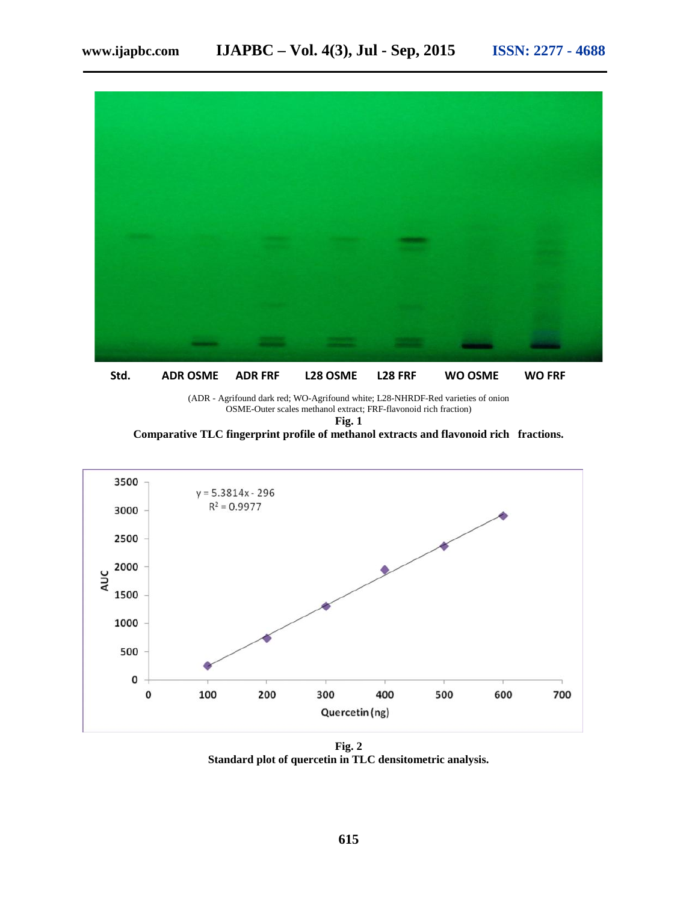Std. ADR OSME ADR FRF L28 OSME L28 FRF WO OSME WO FRF

(ADR - Agrifound dark red; WO-Agrifound white; L28-NHRDF-Red varieties of onion OSME-Outer scales methanol extract; FRF-flavonoid rich fraction)

**Fig. 1**

**Comparative TLC fingerprint profile of methanol extracts and flavonoid rich fractions.**

$y = 5.3814x - 296$

$R^2 = 0.9977$

**Fig. 2**

**Standard plot of quercetin in TLC densitometric analysis.**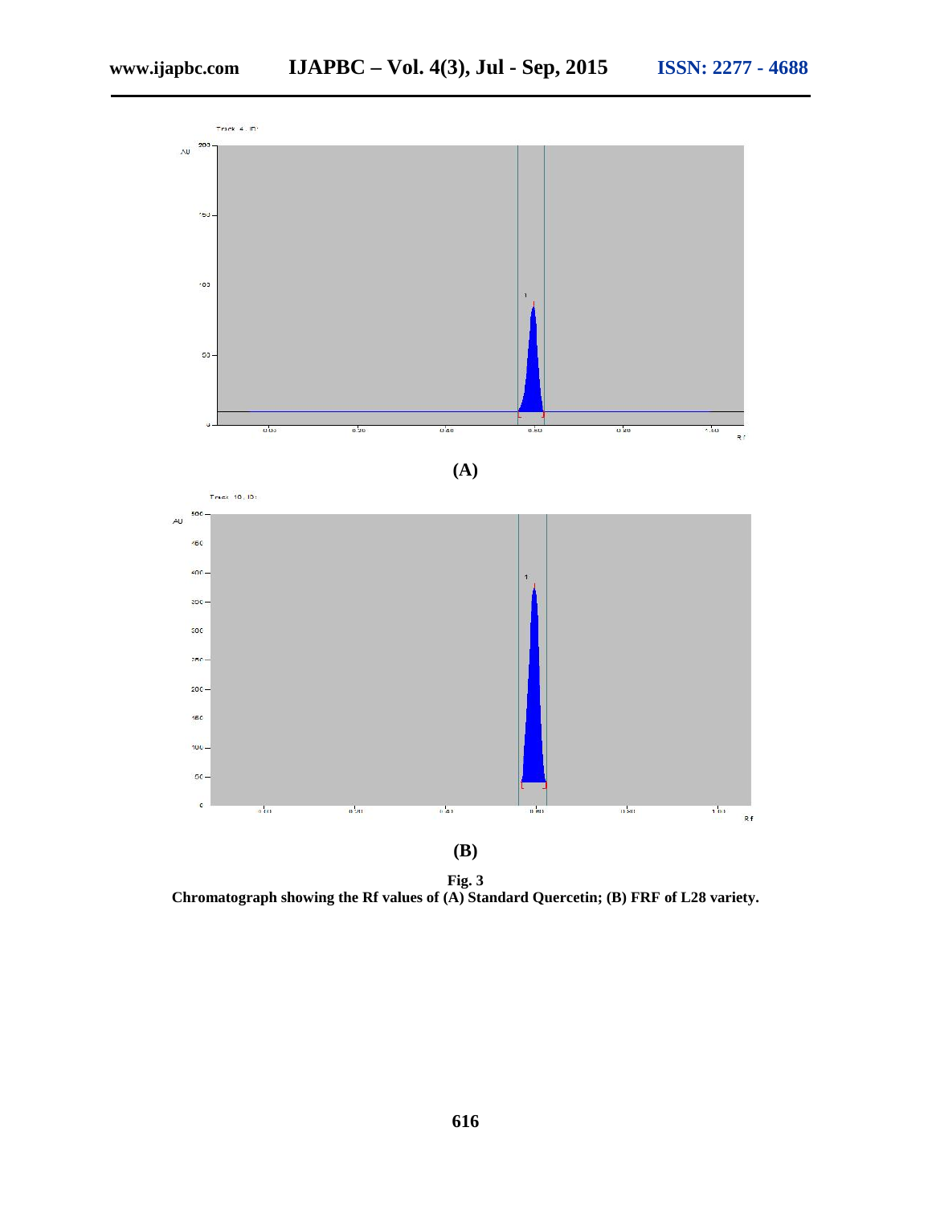**(A)**

**(B)**

**Fig. 3**
**Chromatograph showing the Rf values of (A) Standard Quercetin; (B) FRF of L28 variety.**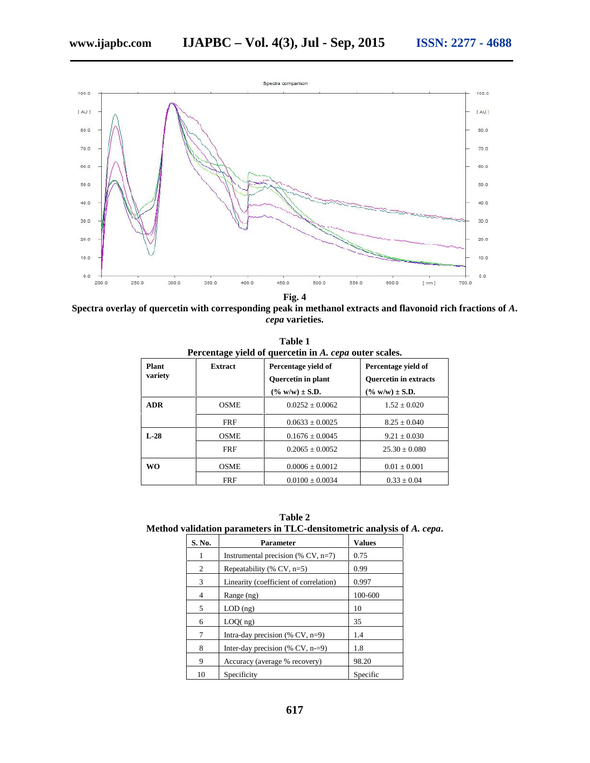**Fig. 4**

**Spectra overlay of quercetin with corresponding peak in methanol extracts and flavonoid rich fractions of *A. cepa* varieties.**

**Table 1**
**Percentage yield of quercetin in *A. cepa* outer scales.**

| Plant variety | Extract | Percentage yield of Quercetin in plant (% w/w) ± S.D. | Percentage yield of Quercetin in extracts (% w/w) ± S.D. |
|---|---|---|---|
| ADR | OSME | 0.0252 ± 0.0062 | 1.52 ± 0.020 |
| | FRF | 0.0633 ± 0.0025 | 8.25 ± 0.040 |
| L-28 | OSME | 0.1676 ± 0.0045 | 9.21 ± 0.030 |
| | FRF | 0.2065 ± 0.0052 | 25.30 ± 0.080 |
| WO | OSME | 0.0006 ± 0.0012 | 0.01 ± 0.001 |
| | FRF | 0.0100 ± 0.0034 | 0.33 ± 0.04 |

**Table 2**
**Method validation parameters in TLC-densitometric analysis of *A. cepa*.**

| S. No. | Parameter | Values |
|---|---|---|
| 1 | Instrumental precision (% CV, n=7) | 0.75 |
| 2 | Repeatability (% CV, n=5) | 0.99 |
| 3 | Linearity (coefficient of correlation) | 0.997 |
| 4 | Range (ng) | 100-600 |
| 5 | LOD (ng) | 10 |
| 6 | LOQ( ng) | 35 |
| 7 | Intra-day precision (% CV, n=9) | 1.4 |
| 8 | Inter-day precision (% CV, n-=9) | 1.8 |
| 9 | Accuracy (average % recovery) | 98.20 |
| 10 | Specificity | Specific |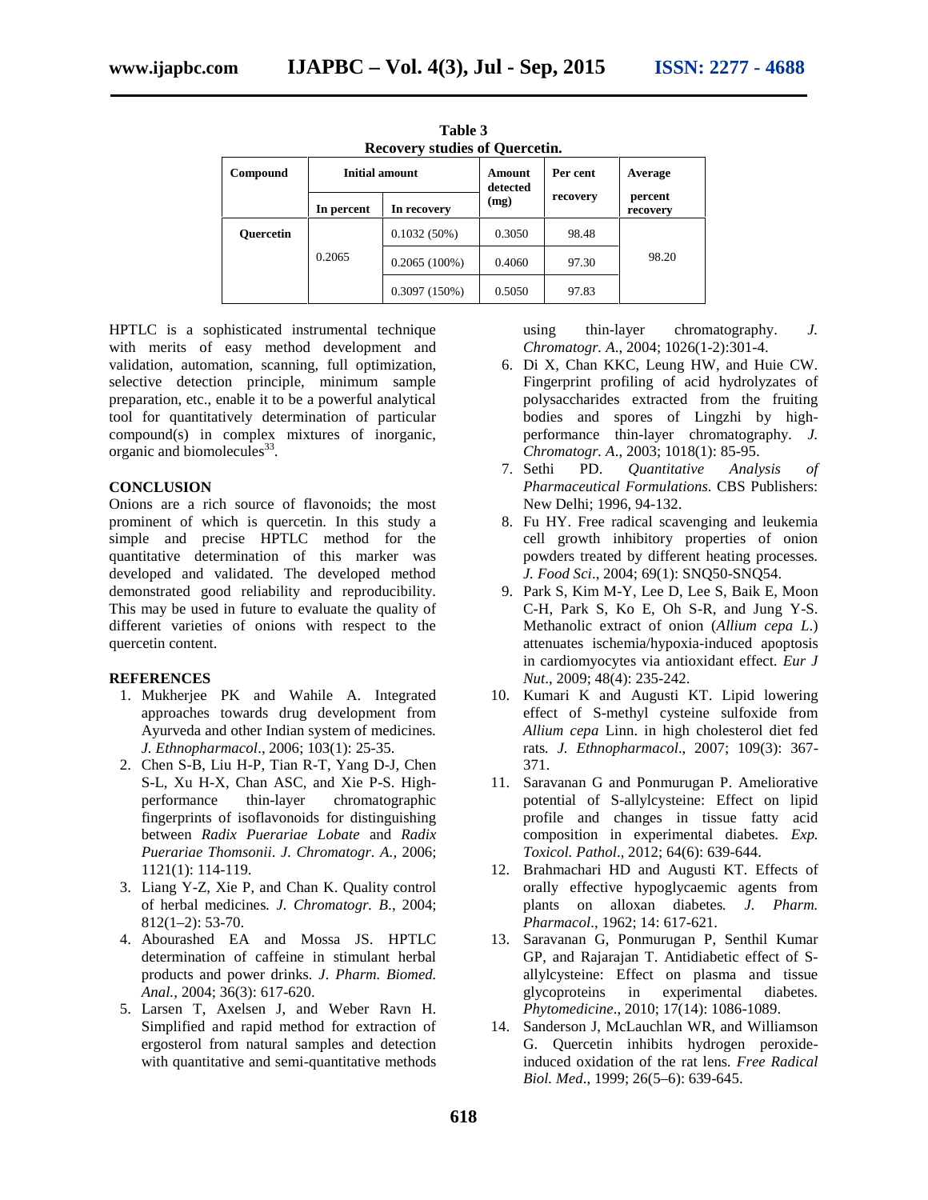**Table 3**
**Recovery studies of Quercetin.**

| Compound | Initial amount | | Amount detected (mg) | Per cent recovery | Average percent recovery |
|---|---|---|---|---|---|
| | In percent | In recovery | | | |
| Quercetin | 0.2065 | 0.1032 (50%) | 0.3050 | 98.48 | 98.20 |
| | | 0.2065 (100%) | 0.4060 | 97.30 | |
| | | 0.3097 (150%) | 0.5050 | 97.83 | |

HPTLC is a sophisticated instrumental technique with merits of easy method development and validation, automation, scanning, full optimization, selective detection principle, minimum sample preparation, etc., enable it to be a powerful analytical tool for quantitatively determination of particular compound(s) in complex mixtures of inorganic, organic and biomolecules[33].

## CONCLUSION

Onions are a rich source of flavonoids; the most prominent of which is quercetin. In this study a simple and precise HPTLC method for the quantitative determination of this marker was developed and validated. The developed method demonstrated good reliability and reproducibility. This may be used in future to evaluate the quality of different varieties of onions with respect to the quercetin content.

## REFERENCES

1. Mukherjee PK and Wahile A. Integrated approaches towards drug development from Ayurveda and other Indian system of medicines. *J. Ethnopharmacol*., 2006; 103(1): 25-35.
2. Chen S-B, Liu H-P, Tian R-T, Yang D-J, Chen S-L, Xu H-X, Chan ASC, and Xie P-S. High-performance thin-layer chromatographic fingerprints of isoflavonoids for distinguishing between *Radix Puerariae Lobate* and *Radix Puerariae Thomsonii*. *J. Chromatogr. A.,* 2006; 1121(1): 114-119.
3. Liang Y-Z, Xie P, and Chan K. Quality control of herbal medicines. *J. Chromatogr. B.*, 2004; 812(1–2): 53-70.
4. Abourashed EA and Mossa JS. HPTLC determination of caffeine in stimulant herbal products and power drinks. *J. Pharm. Biomed. Anal.,* 2004; 36(3): 617-620.
5. Larsen T, Axelsen J, and Weber Ravn H. Simplified and rapid method for extraction of ergosterol from natural samples and detection with quantitative and semi-quantitative methods using thin-layer chromatography. *J. Chromatogr. A*., 2004; 1026(1-2):301-4.
6. Di X, Chan KKC, Leung HW, and Huie CW. Fingerprint profiling of acid hydrolyzates of polysaccharides extracted from the fruiting bodies and spores of Lingzhi by high-performance thin-layer chromatography. *J. Chromatogr. A*., 2003; 1018(1): 85-95.
7. Sethi PD. *Quantitative Analysis of Pharmaceutical Formulations*. CBS Publishers: New Delhi; 1996, 94-132.
8. Fu HY. Free radical scavenging and leukemia cell growth inhibitory properties of onion powders treated by different heating processes. *J. Food Sci*., 2004; 69(1): SNQ50-SNQ54.
9. Park S, Kim M-Y, Lee D, Lee S, Baik E, Moon C-H, Park S, Ko E, Oh S-R, and Jung Y-S. Methanolic extract of onion (*Allium cepa L.*) attenuates ischemia/hypoxia-induced apoptosis in cardiomyocytes via antioxidant effect. *Eur J Nut*., 2009; 48(4): 235-242.
10. Kumari K and Augusti KT. Lipid lowering effect of S-methyl cysteine sulfoxide from *Allium cepa* Linn. in high cholesterol diet fed rats. *J. Ethnopharmacol*., 2007; 109(3): 367-371.
11. Saravanan G and Ponmurugan P. Ameliorative potential of S-allylcysteine: Effect on lipid profile and changes in tissue fatty acid composition in experimental diabetes. *Exp. Toxicol. Pathol*., 2012; 64(6): 639-644.
12. Brahmachari HD and Augusti KT. Effects of orally effective hypoglycaemic agents from plants on alloxan diabetes. *J. Pharm. Pharmacol*., 1962; 14: 617-621.
13. Saravanan G, Ponmurugan P, Senthil Kumar GP, and Rajarajan T. Antidiabetic effect of S-allylcysteine: Effect on plasma and tissue glycoproteins in experimental diabetes. *Phytomedicine*., 2010; 17(14): 1086-1089.
14. Sanderson J, McLauchlan WR, and Williamson G. Quercetin inhibits hydrogen peroxide-induced oxidation of the rat lens. *Free Radical Biol. Med*., 1999; 26(5–6): 639-645.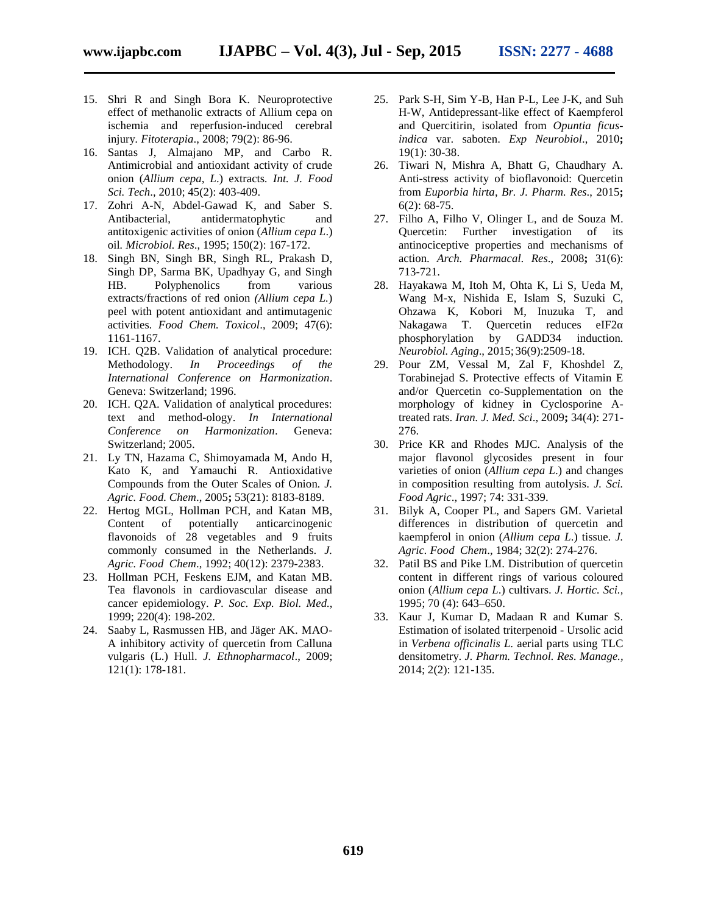15. Shri R and Singh Bora K. Neuroprotective effect of methanolic extracts of Allium cepa on ischemia and reperfusion-induced cerebral injury. *Fitoterapia*., 2008; 79(2): 86-96.
16. Santas J, Almajano MP, and Carbo R. Antimicrobial and antioxidant activity of crude onion (*Allium cepa, L*.) extracts. *Int. J. Food Sci. Tech*., 2010; 45(2): 403-409.
17. Zohri A-N, Abdel-Gawad K, and Saber S. Antibacterial, antidermatophytic and antitoxigenic activities of onion (*Allium cepa L*.) oil. *Microbiol. Res*., 1995; 150(2): 167-172.
18. Singh BN, Singh BR, Singh RL, Prakash D, Singh DP, Sarma BK, Upadhyay G, and Singh HB. Polyphenolics from various extracts/fractions of red onion *(Allium cepa L.*) peel with potent antioxidant and antimutagenic activities. *Food Chem. Toxicol*., 2009; 47(6): 1161-1167.
19. ICH. Q2B. Validation of analytical procedure: Methodology. *In Proceedings of the International Conference on Harmonization*. Geneva: Switzerland; 1996.
20. ICH. Q2A. Validation of analytical procedures: text and method-ology. *In International Conference on Harmonization*. Geneva: Switzerland; 2005.
21. Ly TN, Hazama C, Shimoyamada M, Ando H, Kato K, and Yamauchi R. Antioxidative Compounds from the Outer Scales of Onion. *J. Agric. Food. Chem*., 2005**;** 53(21): 8183-8189.
22. Hertog MGL, Hollman PCH, and Katan MB, Content of potentially anticarcinogenic flavonoids of 28 vegetables and 9 fruits commonly consumed in the Netherlands. *J. Agric. Food Chem*., 1992; 40(12): 2379-2383.
23. Hollman PCH, Feskens EJM, and Katan MB. Tea flavonols in cardiovascular disease and cancer epidemiology. *P. Soc. Exp. Biol. Med.*, 1999; 220(4): 198-202.
24. Saaby L, Rasmussen HB, and Jäger AK. MAO-A inhibitory activity of quercetin from Calluna vulgaris (L.) Hull. *J. Ethnopharmacol*., 2009; 121(1): 178-181.
25. Park S-H, Sim Y-B, Han P-L, Lee J-K, and Suh H-W, Antidepressant-like effect of Kaempferol and Quercitirin, isolated from *Opuntia ficus-indica* var. saboten. *Exp Neurobiol*., 2010**;** 19(1): 30-38.
26. Tiwari N, Mishra A, Bhatt G, Chaudhary A. Anti-stress activity of bioflavonoid: Quercetin from *Euporbia hirta*, *Br. J. Pharm. Res*., 2015**;** 6(2): 68-75.
27. Filho A, Filho V, Olinger L, and de Souza M. Quercetin: Further investigation of its antinociceptive properties and mechanisms of action. *Arch. Pharmacal. Res*., 2008**;** 31(6): 713-721.
28. Hayakawa M, Itoh M, Ohta K, Li S, Ueda M, Wang M-x, Nishida E, Islam S, Suzuki C, Ohzawa K, Kobori M, Inuzuka T, and Nakagawa T. Quercetin reduces eIF2α phosphorylation by GADD34 induction. *Neurobiol. Aging*., 2015; 36(9):2509-18.
29. Pour ZM, Vessal M, Zal F, Khoshdel Z, Torabinejad S. Protective effects of Vitamin E and/or Quercetin co-Supplementation on the morphology of kidney in Cyclosporine A-treated rats. *Iran. J. Med. Sci*., 2009**;** 34(4): 271-276.
30. Price KR and Rhodes MJC. Analysis of the major flavonol glycosides present in four varieties of onion (*Allium cepa L*.) and changes in composition resulting from autolysis. *J. Sci. Food Agric*., 1997; 74: 331-339.
31. Bilyk A, Cooper PL, and Sapers GM. Varietal differences in distribution of quercetin and kaempferol in onion (*Allium cepa L*.) tissue. *J. Agric. Food Chem*., 1984; 32(2): 274-276.
32. Patil BS and Pike LM. Distribution of quercetin content in different rings of various coloured onion (*Allium cepa L*.) cultivars. *J. Hortic. Sci.*, 1995; 70 (4): 643–650.
33. Kaur J, Kumar D, Madaan R and Kumar S. Estimation of isolated triterpenoid - Ursolic acid in *Verbena officinalis L*. aerial parts using TLC densitometry. *J. Pharm. Technol. Res. Manage.*, 2014; 2(2): 121-135.